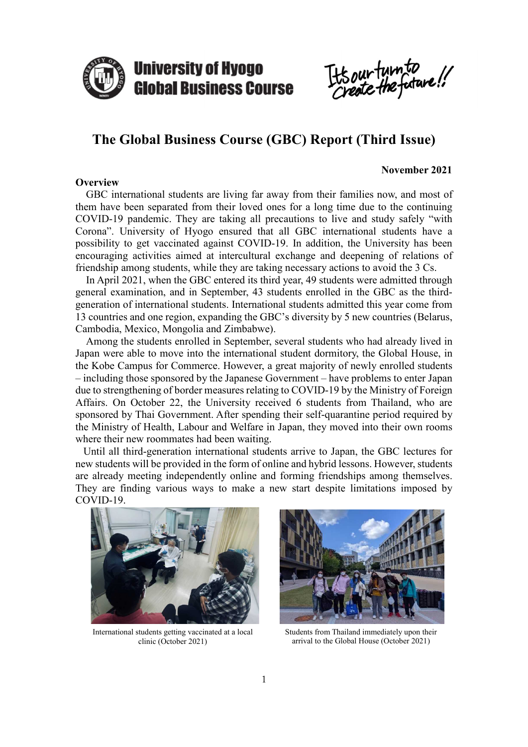University of Hyogo Global Business Course

It's our turn to create the future!!

# The Global Business Course (GBC) Report (Third Issue)

**November 2021**

**Overview**

GBC international students are living far away from their families now, and most of them have been separated from their loved ones for a long time due to the continuing COVID-19 pandemic. They are taking all precautions to live and study safely "with Corona". University of Hyogo ensured that all GBC international students have a possibility to get vaccinated against COVID-19. In addition, the University has been encouraging activities aimed at intercultural exchange and deepening of relations of friendship among students, while they are taking necessary actions to avoid the 3 Cs.

In April 2021, when the GBC entered its third year, 49 students were admitted through general examination, and in September, 43 students enrolled in the GBC as the third-generation of international students. International students admitted this year come from 13 countries and one region, expanding the GBC's diversity by 5 new countries (Belarus, Cambodia, Mexico, Mongolia and Zimbabwe).

Among the students enrolled in September, several students who had already lived in Japan were able to move into the international student dormitory, the Global House, in the Kobe Campus for Commerce. However, a great majority of newly enrolled students – including those sponsored by the Japanese Government – have problems to enter Japan due to strengthening of border measures relating to COVID-19 by the Ministry of Foreign Affairs. On October 22, the University received 6 students from Thailand, who are sponsored by Thai Government. After spending their self-quarantine period required by the Ministry of Health, Labour and Welfare in Japan, they moved into their own rooms where their new roommates had been waiting.

Until all third-generation international students arrive to Japan, the GBC lectures for new students will be provided in the form of online and hybrid lessons. However, students are already meeting independently online and forming friendships among themselves. They are finding various ways to make a new start despite limitations imposed by COVID-19.

International students getting vaccinated at a local clinic (October 2021)

Students from Thailand immediately upon their arrival to the Global House (October 2021)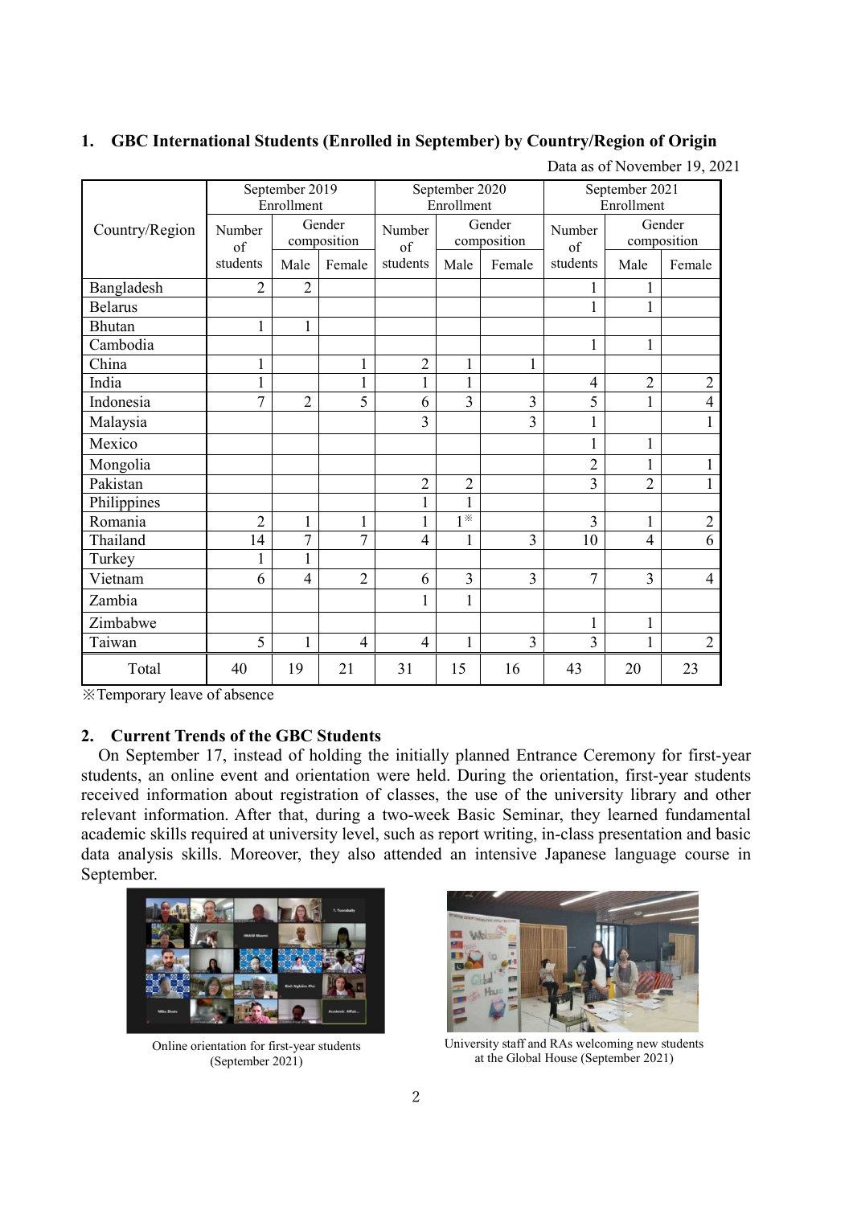## 1. GBC International Students (Enrolled in September) by Country/Region of Origin

Data as of November 19, 2021

| Country/Region | September 2019 Enrollment | | | September 2020 Enrollment | | | September 2021 Enrollment | | |
|---|---|---|---|---|---|---|---|---|---|
| | Number of students | Gender composition | | Number of students | Gender composition | | Number of students | Gender composition | |
| | | Male | Female | | Male | Female | | Male | Female |
| Bangladesh | 2 | 2 | | | | | 1 | 1 | |
| Belarus | | | | | | | 1 | 1 | |
| Bhutan | 1 | 1 | | | | | | | |
| Cambodia | | | | | | | 1 | 1 | |
| China | 1 | | 1 | 2 | 1 | 1 | | | |
| India | 1 | | 1 | 1 | 1 | | 4 | 2 | 2 |
| Indonesia | 7 | 2 | 5 | 6 | 3 | 3 | 5 | 1 | 4 |
| Malaysia | | | | 3 | | 3 | 1 | | 1 |
| Mexico | | | | | | | 1 | 1 | |
| Mongolia | | | | | | | 2 | 1 | 1 |
| Pakistan | | | | 2 | 2 | | 3 | 2 | 1 |
| Philippines | | | | 1 | 1 | | | | |
| Romania | 2 | 1 | 1 | 1 | 1※ | | 3 | 1 | 2 |
| Thailand | 14 | 7 | 7 | 4 | 1 | 3 | 10 | 4 | 6 |
| Turkey | 1 | 1 | | | | | | | |
| Vietnam | 6 | 4 | 2 | 6 | 3 | 3 | 7 | 3 | 4 |
| Zambia | | | | 1 | 1 | | | | |
| Zimbabwe | | | | | | | 1 | 1 | |
| Taiwan | 5 | 1 | 4 | 4 | 1 | 3 | 3 | 1 | 2 |
| Total | 40 | 19 | 21 | 31 | 15 | 16 | 43 | 20 | 23 |

※Temporary leave of absence

## 2. Current Trends of the GBC Students

On September 17, instead of holding the initially planned Entrance Ceremony for first-year students, an online event and orientation were held. During the orientation, first-year students received information about registration of classes, the use of the university library and other relevant information. After that, during a two-week Basic Seminar, they learned fundamental academic skills required at university level, such as report writing, in-class presentation and basic data analysis skills. Moreover, they also attended an intensive Japanese language course in September.

Online orientation for first-year students (September 2021)

University staff and RAs welcoming new students at the Global House (September 2021)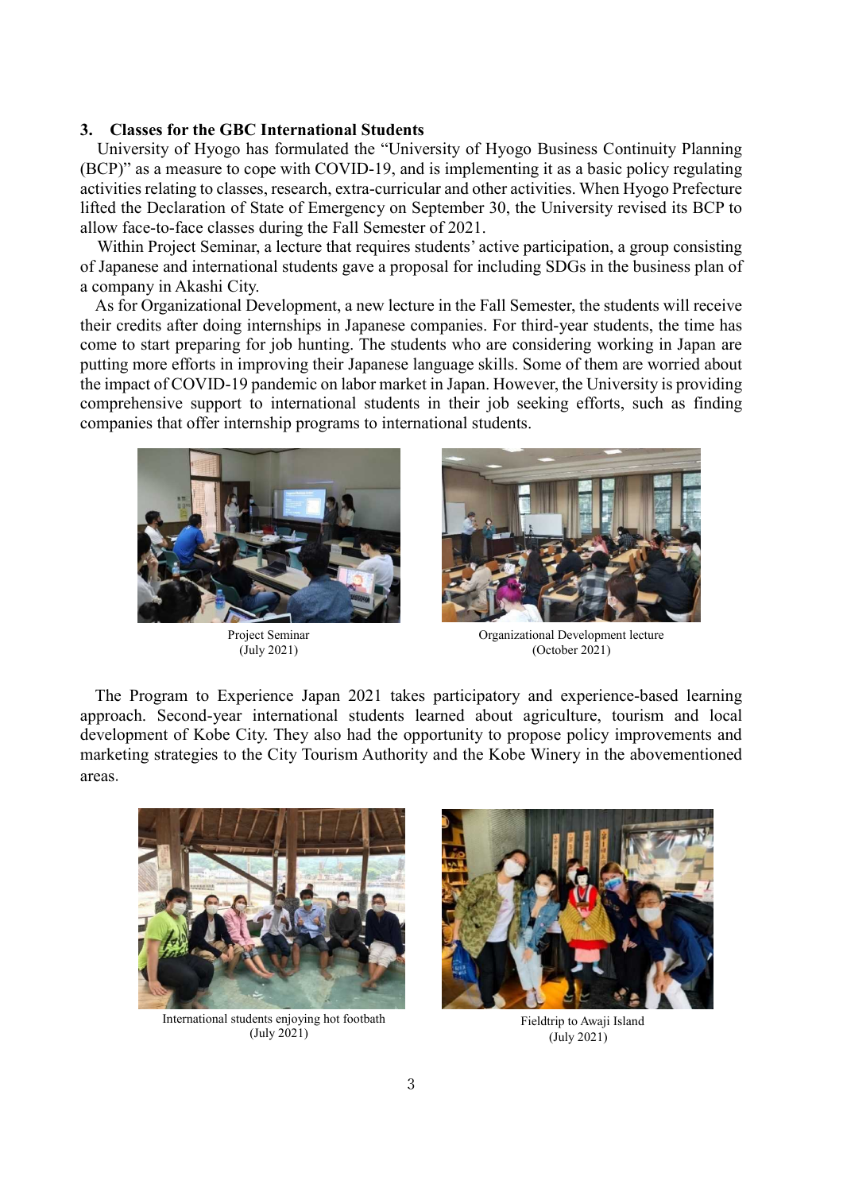### 3. Classes for the GBC International Students

University of Hyogo has formulated the "University of Hyogo Business Continuity Planning (BCP)" as a measure to cope with COVID-19, and is implementing it as a basic policy regulating activities relating to classes, research, extra-curricular and other activities. When Hyogo Prefecture lifted the Declaration of State of Emergency on September 30, the University revised its BCP to allow face-to-face classes during the Fall Semester of 2021.

Within Project Seminar, a lecture that requires students' active participation, a group consisting of Japanese and international students gave a proposal for including SDGs in the business plan of a company in Akashi City.

As for Organizational Development, a new lecture in the Fall Semester, the students will receive their credits after doing internships in Japanese companies. For third-year students, the time has come to start preparing for job hunting. The students who are considering working in Japan are putting more efforts in improving their Japanese language skills. Some of them are worried about the impact of COVID-19 pandemic on labor market in Japan. However, the University is providing comprehensive support to international students in their job seeking efforts, such as finding companies that offer internship programs to international students.

Project Seminar
(July 2021)

Organizational Development lecture
(October 2021)

The Program to Experience Japan 2021 takes participatory and experience-based learning approach. Second-year international students learned about agriculture, tourism and local development of Kobe City. They also had the opportunity to propose policy improvements and marketing strategies to the City Tourism Authority and the Kobe Winery in the abovementioned areas.

International students enjoying hot footbath
(July 2021)

Fieldtrip to Awaji Island
(July 2021)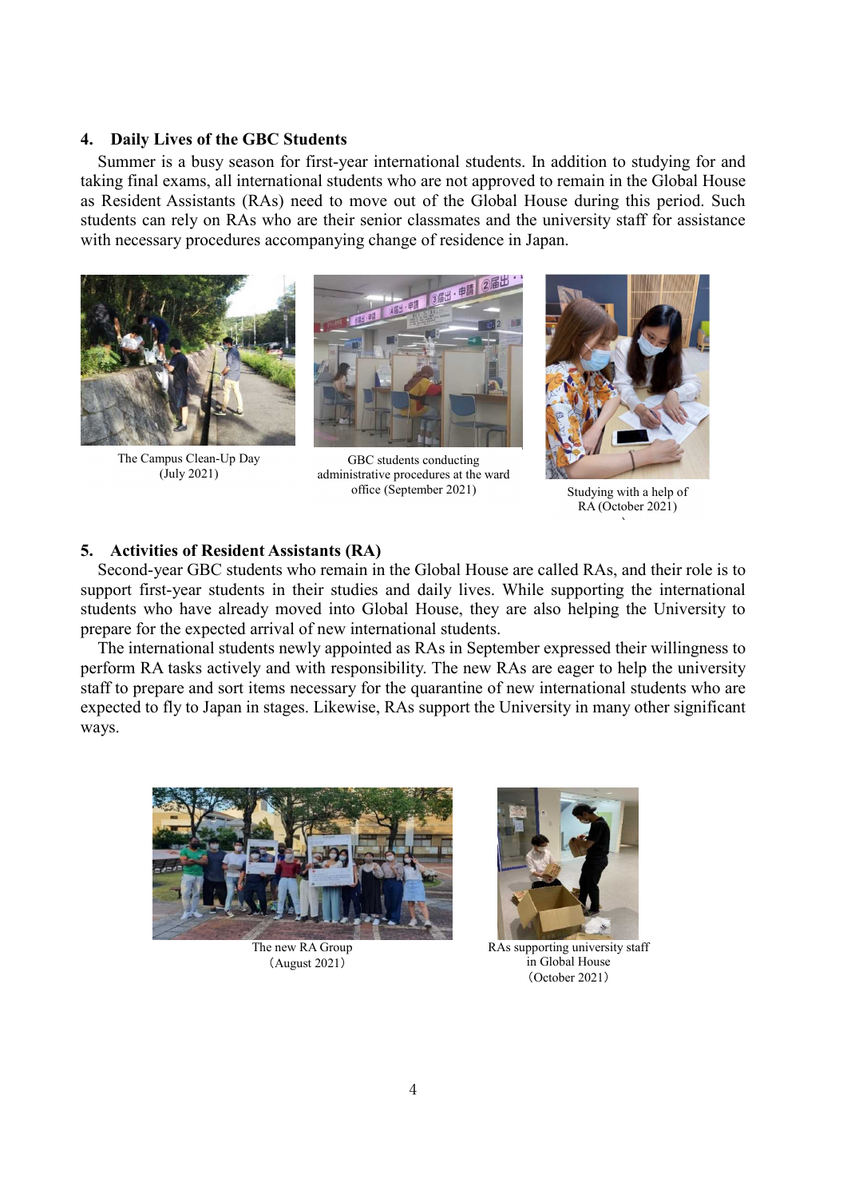## 4. Daily Lives of the GBC Students

Summer is a busy season for first-year international students. In addition to studying for and taking final exams, all international students who are not approved to remain in the Global House as Resident Assistants (RAs) need to move out of the Global House during this period. Such students can rely on RAs who are their senior classmates and the university staff for assistance with necessary procedures accompanying change of residence in Japan.

The Campus Clean-Up Day (July 2021)

GBC students conducting administrative procedures at the ward office (September 2021)

Studying with a help of RA (October 2021)

## 5. Activities of Resident Assistants (RA)

Second-year GBC students who remain in the Global House are called RAs, and their role is to support first-year students in their studies and daily lives. While supporting the international students who have already moved into Global House, they are also helping the University to prepare for the expected arrival of new international students.

The international students newly appointed as RAs in September expressed their willingness to perform RA tasks actively and with responsibility. The new RAs are eager to help the university staff to prepare and sort items necessary for the quarantine of new international students who are expected to fly to Japan in stages. Likewise, RAs support the University in many other significant ways.

The new RA Group (August 2021)

RAs supporting university staff in Global House (October 2021)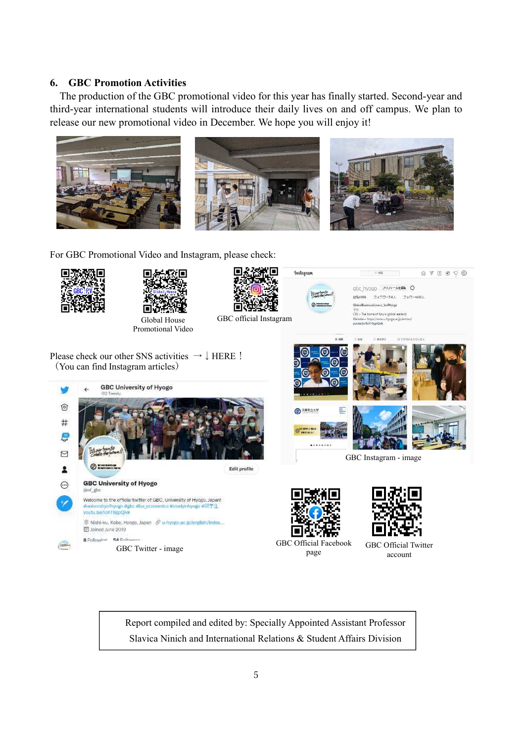## 6. GBC Promotion Activities

The production of the GBC promotional video for this year has finally started. Second-year and third-year international students will introduce their daily lives on and off campus. We plan to release our new promotional video in December. We hope you will enjoy it!

For GBC Promotional Video and Instagram, please check:

Global House Promotional Video

GBC official Instagram

Please check our other SNS activities →↓HERE！
（You can find Instagram articles）

GBC Instagram - image

GBC Twitter - image

GBC Official Facebook page

GBC Official Twitter account

Report compiled and edited by: Specially Appointed Assistant Professor Slavica Ninich and International Relations & Student Affairs Division